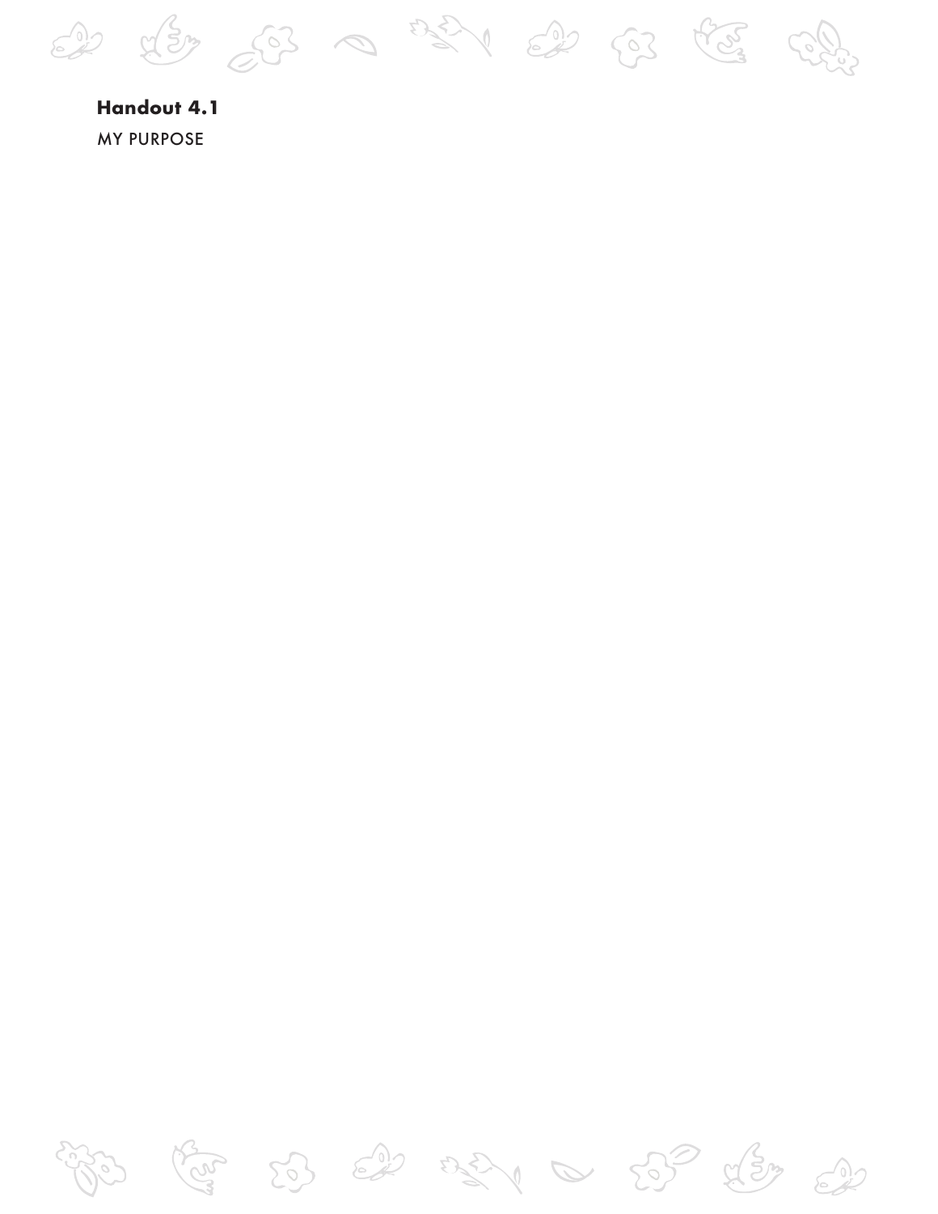**Handout 4.1**

MY PURPOSE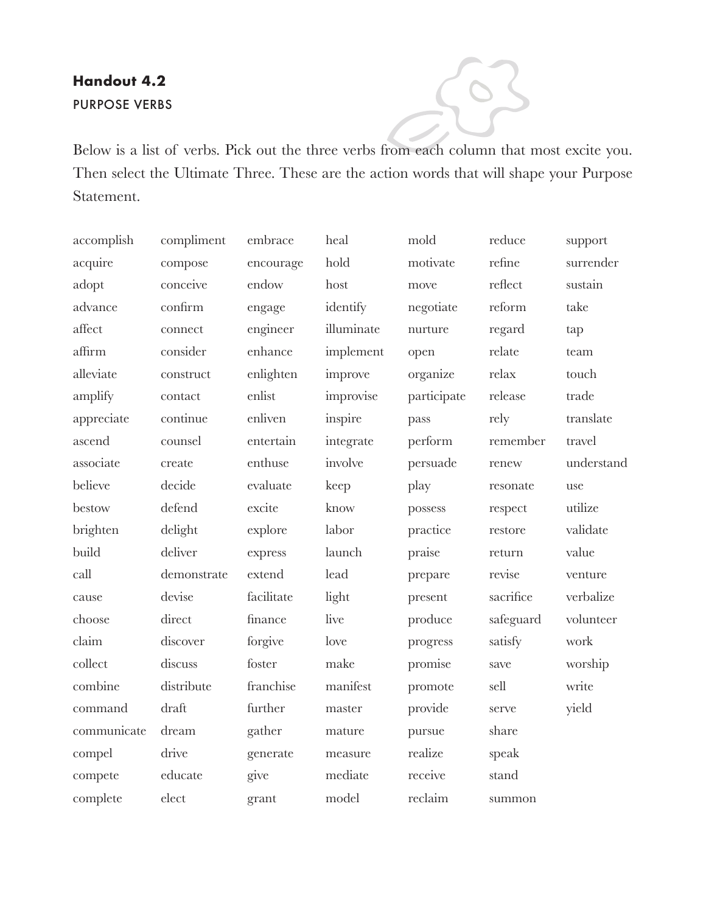## Handout 4.2

PURPOSE VERBS

Below is a list of verbs. Pick out the three verbs from each column that most excite you. Then select the Ultimate Three. These are the action words that will shape your Purpose Statement.

| | | | | | | |
|---|---|---|---|---|---|---|
| accomplish | compliment | embrace | heal | mold | reduce | support |
| acquire | compose | encourage | hold | motivate | refine | surrender |
| adopt | conceive | endow | host | move | reflect | sustain |
| advance | confirm | engage | identify | negotiate | reform | take |
| affect | connect | engineer | illuminate | nurture | regard | tap |
| affirm | consider | enhance | implement | open | relate | team |
| alleviate | construct | enlighten | improve | organize | relax | touch |
| amplify | contact | enlist | improvise | participate | release | trade |
| appreciate | continue | enliven | inspire | pass | rely | translate |
| ascend | counsel | entertain | integrate | perform | remember | travel |
| associate | create | enthuse | involve | persuade | renew | understand |
| believe | decide | evaluate | keep | play | resonate | use |
| bestow | defend | excite | know | possess | respect | utilize |
| brighten | delight | explore | labor | practice | restore | validate |
| build | deliver | express | launch | praise | return | value |
| call | demonstrate | extend | lead | prepare | revise | venture |
| cause | devise | facilitate | light | present | sacrifice | verbalize |
| choose | direct | finance | live | produce | safeguard | volunteer |
| claim | discover | forgive | love | progress | satisfy | work |
| collect | discuss | foster | make | promise | save | worship |
| combine | distribute | franchise | manifest | promote | sell | write |
| command | draft | further | master | provide | serve | yield |
| communicate | dream | gather | mature | pursue | share | |
| compel | drive | generate | measure | realize | speak | |
| compete | educate | give | mediate | receive | stand | |
| complete | elect | grant | model | reclaim | summon | |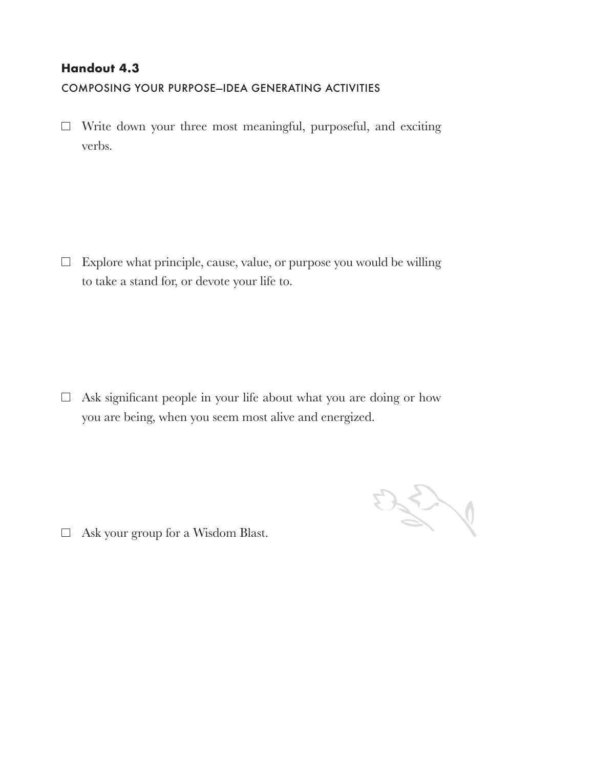**Handout 4.3**

COMPOSING YOUR PURPOSE—IDEA GENERATING ACTIVITIES

- [ ] Write down your three most meaningful, purposeful, and exciting verbs.

- [ ] Explore what principle, cause, value, or purpose you would be willing to take a stand for, or devote your life to.

- [ ] Ask significant people in your life about what you are doing or how you are being, when you seem most alive and energized.

- [ ] Ask your group for a Wisdom Blast.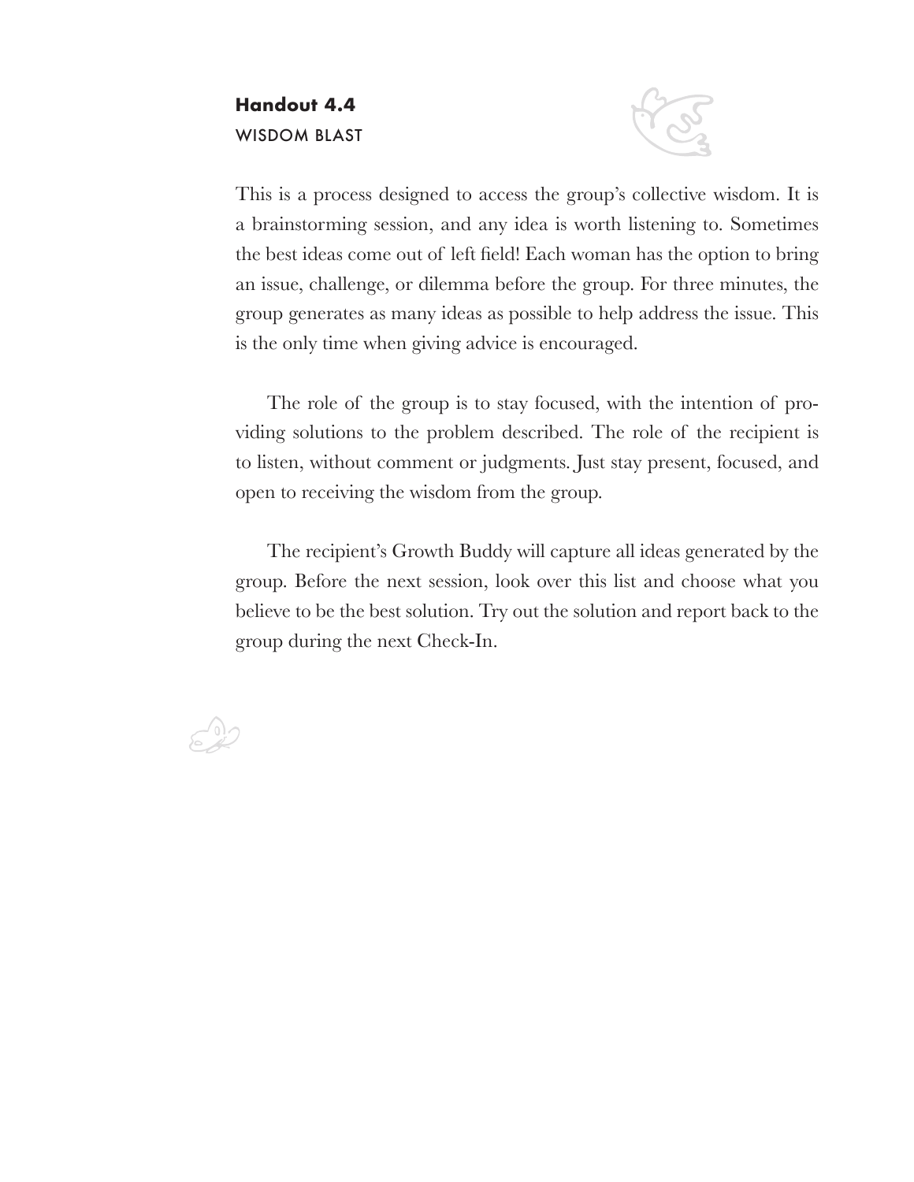**Handout 4.4**

WISDOM BLAST

This is a process designed to access the group's collective wisdom. It is a brainstorming session, and any idea is worth listening to. Sometimes the best ideas come out of left field! Each woman has the option to bring an issue, challenge, or dilemma before the group. For three minutes, the group generates as many ideas as possible to help address the issue. This is the only time when giving advice is encouraged.

The role of the group is to stay focused, with the intention of providing solutions to the problem described. The role of the recipient is to listen, without comment or judgments. Just stay present, focused, and open to receiving the wisdom from the group.

The recipient's Growth Buddy will capture all ideas generated by the group. Before the next session, look over this list and choose what you believe to be the best solution. Try out the solution and report back to the group during the next Check-In.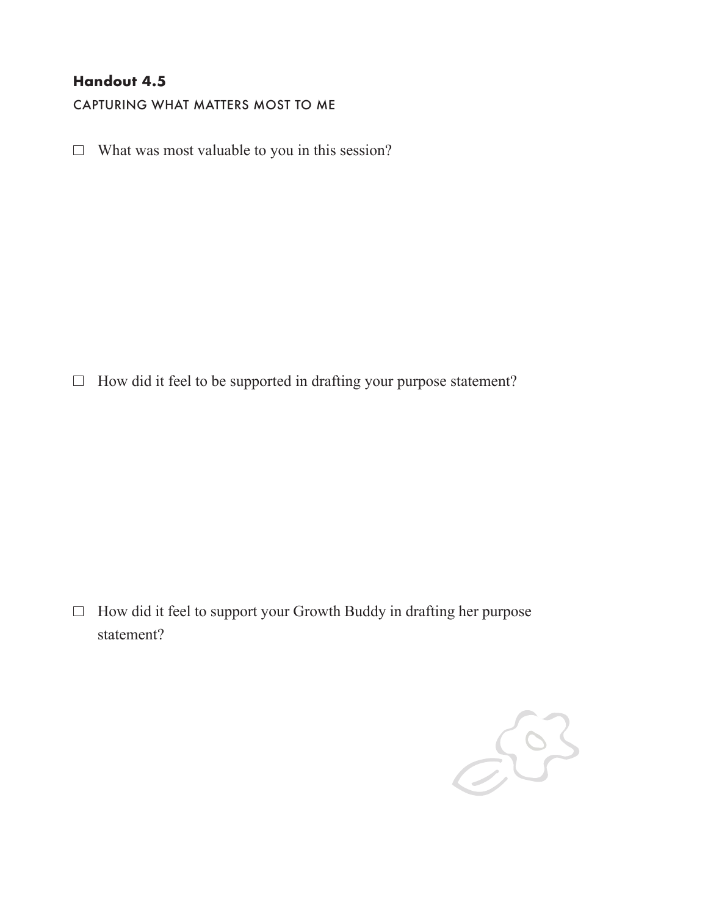**Handout 4.5**

CAPTURING WHAT MATTERS MOST TO ME

- ☐ What was most valuable to you in this session?

- ☐ How did it feel to be supported in drafting your purpose statement?

- ☐ How did it feel to support your Growth Buddy in drafting her purpose statement?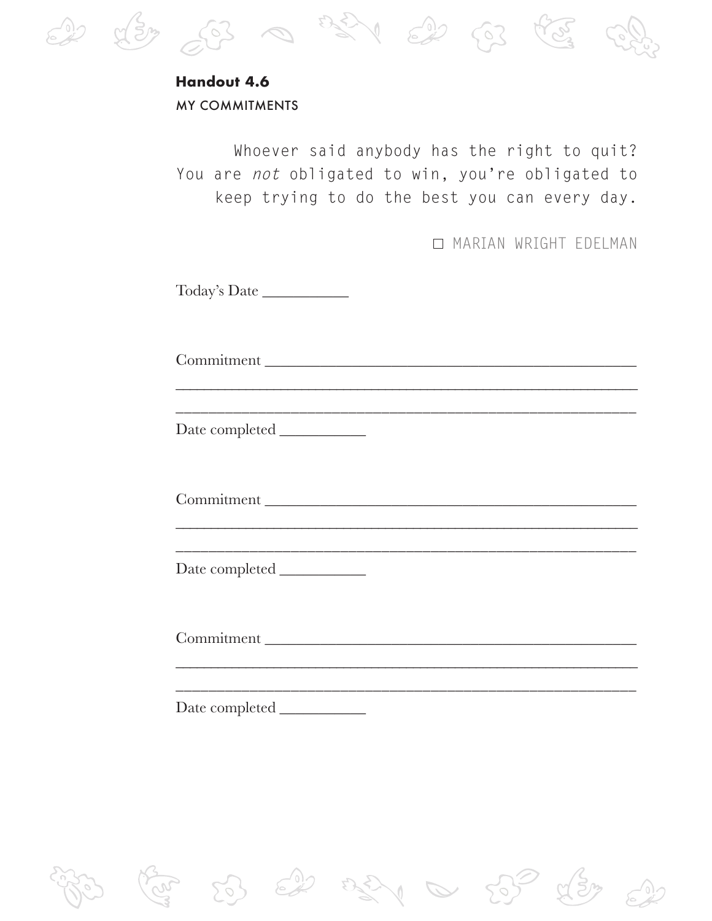**Handout 4.6**

MY COMMITMENTS

> Whoever said anybody has the right to quit? You are *not* obligated to win, you're obligated to keep trying to do the best you can every day.
>
> ☐ MARIAN WRIGHT EDELMAN

Today's Date ___________

Commitment ______________________________________________

________________________________________________________

________________________________________________________

Date completed ___________

Commitment ______________________________________________

________________________________________________________

________________________________________________________

Date completed ___________

Commitment ______________________________________________

________________________________________________________

________________________________________________________

Date completed ___________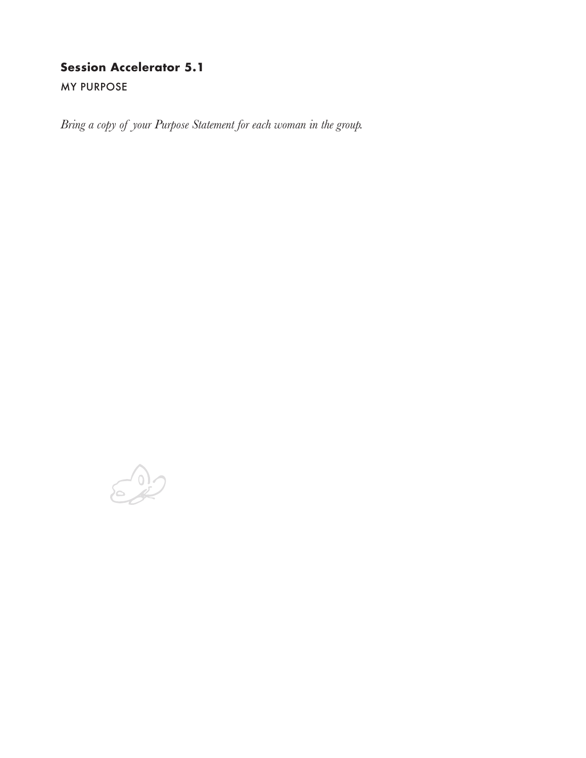**Session Accelerator 5.1**

MY PURPOSE

*Bring a copy of your Purpose Statement for each woman in the group.*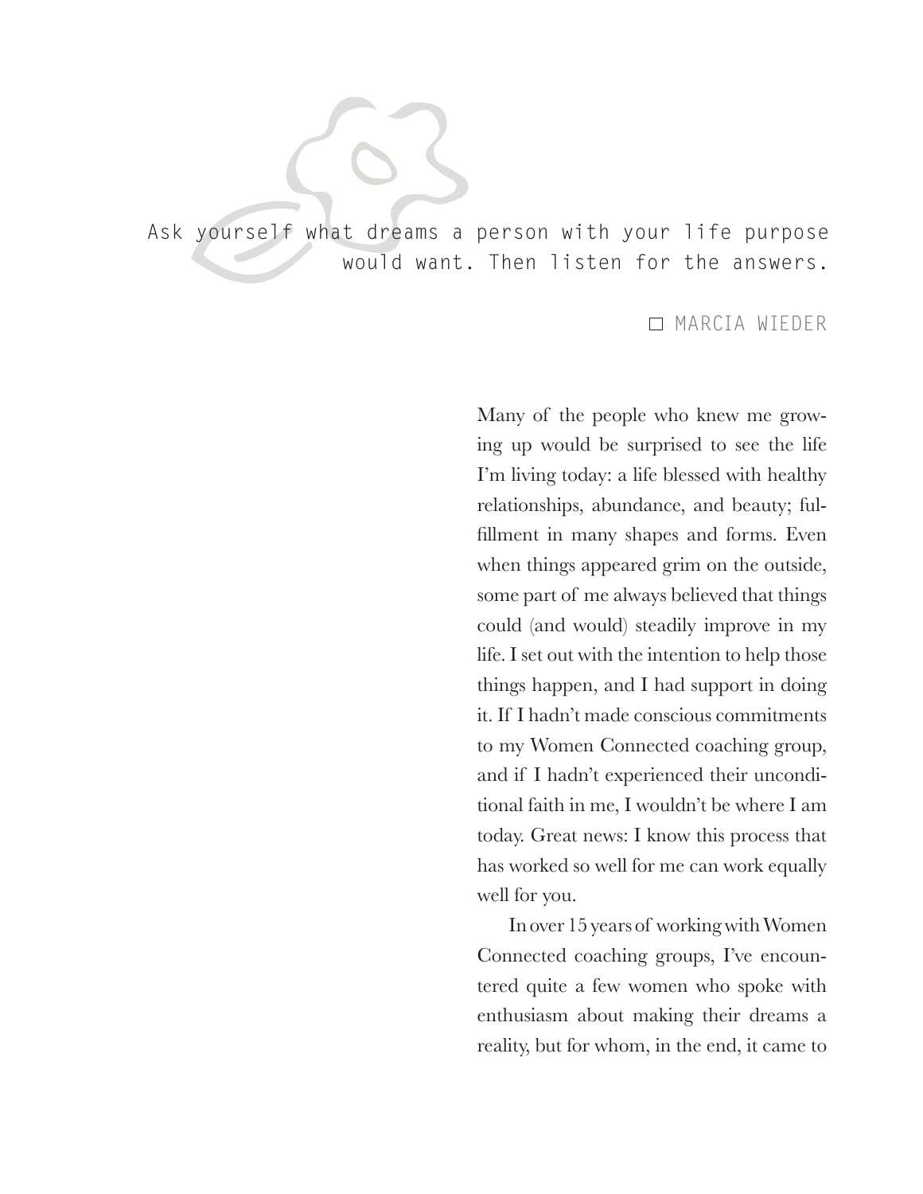> Ask yourself what dreams a person with your life purpose would want. Then listen for the answers.
>
> — MARCIA WIEDER

Many of the people who knew me growing up would be surprised to see the life I'm living today: a life blessed with healthy relationships, abundance, and beauty; fulfillment in many shapes and forms. Even when things appeared grim on the outside, some part of me always believed that things could (and would) steadily improve in my life. I set out with the intention to help those things happen, and I had support in doing it. If I hadn't made conscious commitments to my Women Connected coaching group, and if I hadn't experienced their unconditional faith in me, I wouldn't be where I am today. Great news: I know this process that has worked so well for me can work equally well for you.

In over 15 years of working with Women Connected coaching groups, I've encountered quite a few women who spoke with enthusiasm about making their dreams a reality, but for whom, in the end, it came to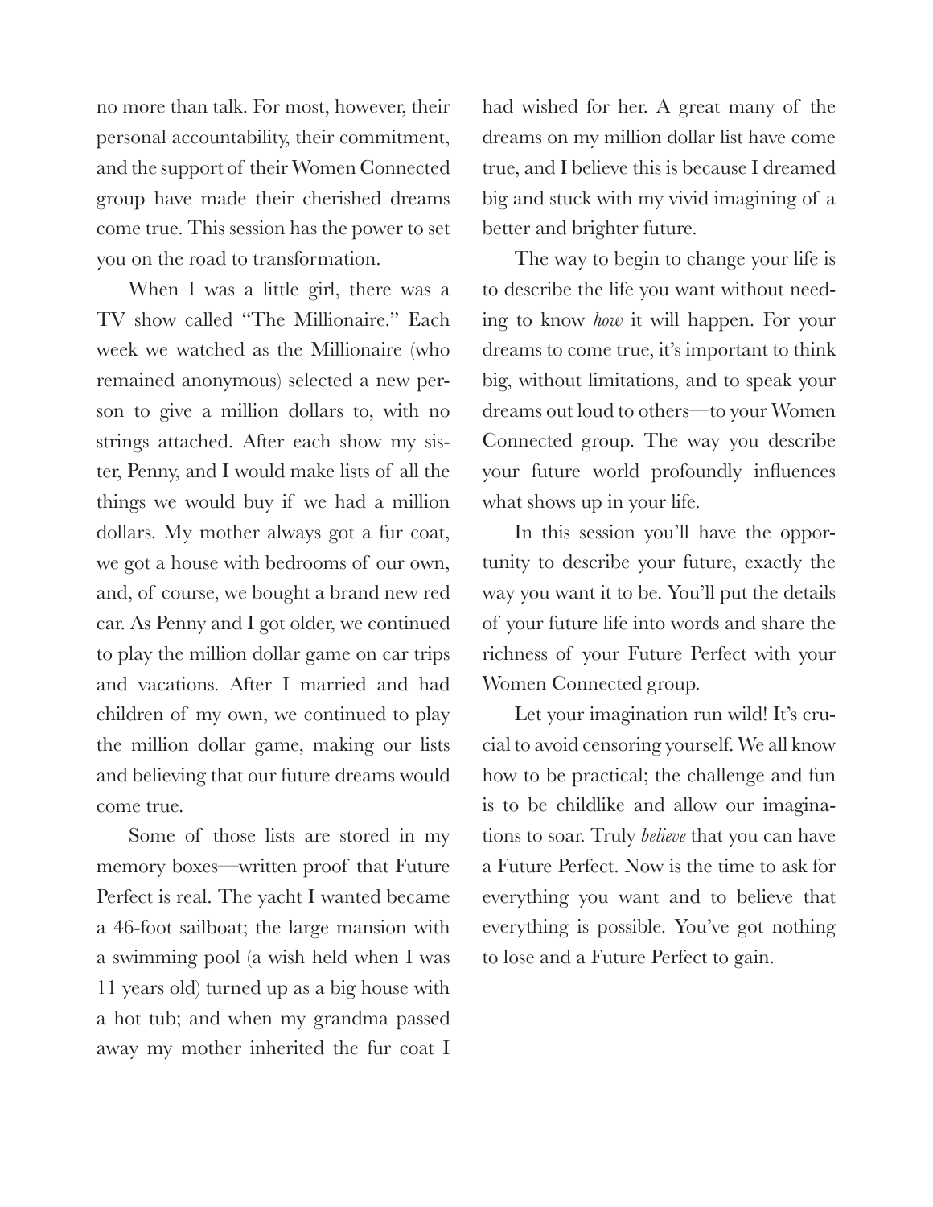no more than talk. For most, however, their personal accountability, their commitment, and the support of their Women Connected group have made their cherished dreams come true. This session has the power to set you on the road to transformation.

When I was a little girl, there was a TV show called "The Millionaire." Each week we watched as the Millionaire (who remained anonymous) selected a new person to give a million dollars to, with no strings attached. After each show my sister, Penny, and I would make lists of all the things we would buy if we had a million dollars. My mother always got a fur coat, we got a house with bedrooms of our own, and, of course, we bought a brand new red car. As Penny and I got older, we continued to play the million dollar game on car trips and vacations. After I married and had children of my own, we continued to play the million dollar game, making our lists and believing that our future dreams would come true.

Some of those lists are stored in my memory boxes—written proof that Future Perfect is real. The yacht I wanted became a 46-foot sailboat; the large mansion with a swimming pool (a wish held when I was 11 years old) turned up as a big house with a hot tub; and when my grandma passed away my mother inherited the fur coat I had wished for her. A great many of the dreams on my million dollar list have come true, and I believe this is because I dreamed big and stuck with my vivid imagining of a better and brighter future.

The way to begin to change your life is to describe the life you want without needing to know *how* it will happen. For your dreams to come true, it's important to think big, without limitations, and to speak your dreams out loud to others—to your Women Connected group. The way you describe your future world profoundly influences what shows up in your life.

In this session you'll have the opportunity to describe your future, exactly the way you want it to be. You'll put the details of your future life into words and share the richness of your Future Perfect with your Women Connected group.

Let your imagination run wild! It's crucial to avoid censoring yourself. We all know how to be practical; the challenge and fun is to be childlike and allow our imaginations to soar. Truly *believe* that you can have a Future Perfect. Now is the time to ask for everything you want and to believe that everything is possible. You've got nothing to lose and a Future Perfect to gain.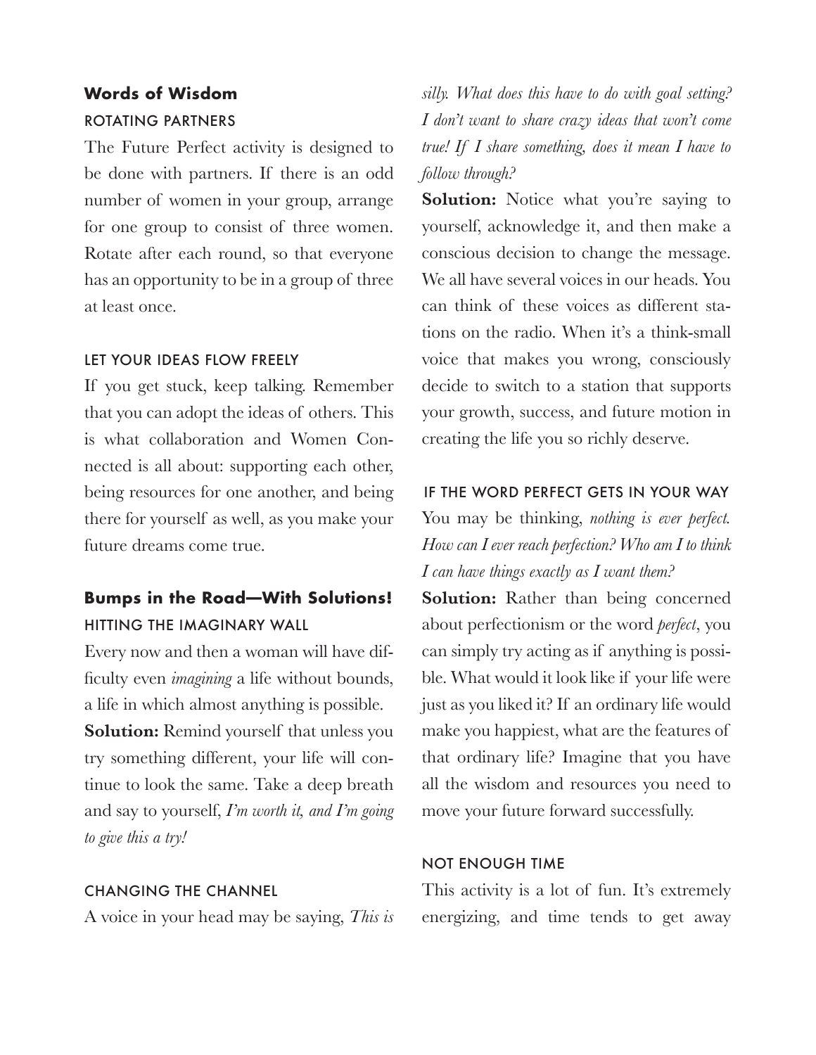### Words of Wisdom

#### ROTATING PARTNERS

The Future Perfect activity is designed to be done with partners. If there is an odd number of women in your group, arrange for one group to consist of three women. Rotate after each round, so that everyone has an opportunity to be in a group of three at least once.

#### LET YOUR IDEAS FLOW FREELY

If you get stuck, keep talking. Remember that you can adopt the ideas of others. This is what collaboration and Women Connected is all about: supporting each other, being resources for one another, and being there for yourself as well, as you make your future dreams come true.

### Bumps in the Road—With Solutions!

#### HITTING THE IMAGINARY WALL

Every now and then a woman will have difficulty even *imagining* a life without bounds, a life in which almost anything is possible.

**Solution:** Remind yourself that unless you try something different, your life will continue to look the same. Take a deep breath and say to yourself, *I'm worth it, and I'm going to give this a try!*

#### CHANGING THE CHANNEL

A voice in your head may be saying, *This is silly. What does this have to do with goal setting? I don't want to share crazy ideas that won't come true! If I share something, does it mean I have to follow through?*

**Solution:** Notice what you're saying to yourself, acknowledge it, and then make a conscious decision to change the message. We all have several voices in our heads. You can think of these voices as different stations on the radio. When it's a think-small voice that makes you wrong, consciously decide to switch to a station that supports your growth, success, and future motion in creating the life you so richly deserve.

#### IF THE WORD PERFECT GETS IN YOUR WAY

You may be thinking, *nothing is ever perfect. How can I ever reach perfection? Who am I to think I can have things exactly as I want them?*

**Solution:** Rather than being concerned about perfectionism or the word *perfect*, you can simply try acting as if anything is possible. What would it look like if your life were just as you liked it? If an ordinary life would make you happiest, what are the features of that ordinary life? Imagine that you have all the wisdom and resources you need to move your future forward successfully.

#### NOT ENOUGH TIME

This activity is a lot of fun. It's extremely energizing, and time tends to get away